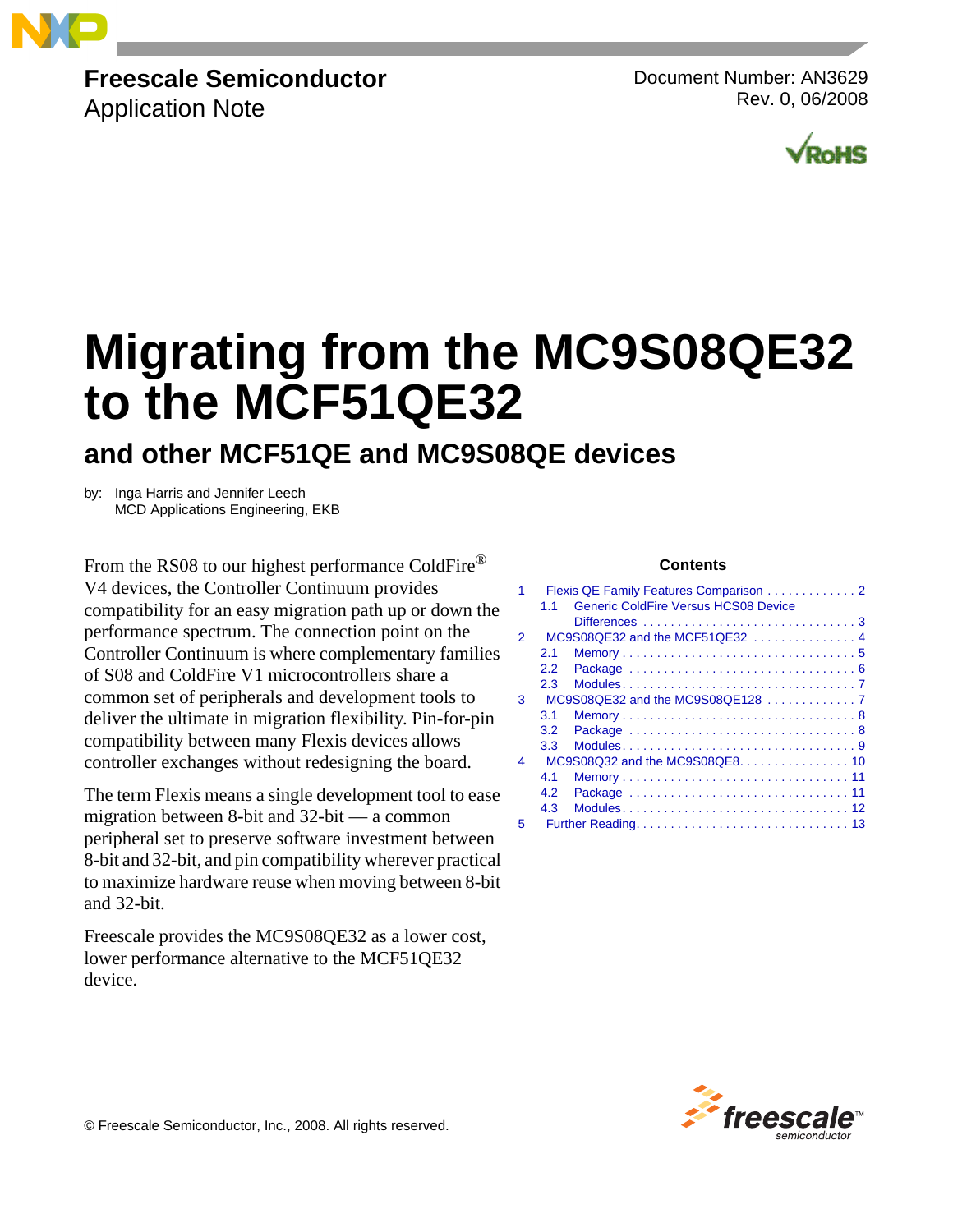**Freescale Semiconductor**
Application Note

Document Number: AN3629
Rev. 0, 06/2008

# Migrating from the MC9S08QE32 to the MCF51QE32

## and other MCF51QE and MC9S08QE devices

by: Inga Harris and Jennifer Leech
MCD Applications Engineering, EKB

From the RS08 to our highest performance ColdFire® V4 devices, the Controller Continuum provides compatibility for an easy migration path up or down the performance spectrum. The connection point on the Controller Continuum is where complementary families of S08 and ColdFire V1 microcontrollers share a common set of peripherals and development tools to deliver the ultimate in migration flexibility. Pin-for-pin compatibility between many Flexis devices allows controller exchanges without redesigning the board.

The term Flexis means a single development tool to ease migration between 8-bit and 32-bit — a common peripheral set to preserve software investment between 8-bit and 32-bit, and pin compatibility wherever practical to maximize hardware reuse when moving between 8-bit and 32-bit.

Freescale provides the MC9S08QE32 as a lower cost, lower performance alternative to the MCF51QE32 device.

**Contents**

1 Flexis QE Family Features Comparison . . . . . . . . . . . . . 2
   1.1 Generic ColdFire Versus HCS08 Device Differences . . . . . . . . . . . . . . . . . . . . . . . . . . . . . . . 3
2 MC9S08QE32 and the MCF51QE32 . . . . . . . . . . . . . . . 4
   2.1 Memory . . . . . . . . . . . . . . . . . . . . . . . . . . . . . . . . . . 5
   2.2 Package . . . . . . . . . . . . . . . . . . . . . . . . . . . . . . . . . 6
   2.3 Modules. . . . . . . . . . . . . . . . . . . . . . . . . . . . . . . . . . 7
3 MC9S08QE32 and the MC9S08QE128 . . . . . . . . . . . . . 7
   3.1 Memory . . . . . . . . . . . . . . . . . . . . . . . . . . . . . . . . . . 8
   3.2 Package . . . . . . . . . . . . . . . . . . . . . . . . . . . . . . . . . 8
   3.3 Modules. . . . . . . . . . . . . . . . . . . . . . . . . . . . . . . . . . 9
4 MC9S08Q32 and the MC9S08QE8. . . . . . . . . . . . . . . . 10
   4.1 Memory . . . . . . . . . . . . . . . . . . . . . . . . . . . . . . . . . 11
   4.2 Package . . . . . . . . . . . . . . . . . . . . . . . . . . . . . . . . 11
   4.3 Modules. . . . . . . . . . . . . . . . . . . . . . . . . . . . . . . . . 12
5 Further Reading. . . . . . . . . . . . . . . . . . . . . . . . . . . . . . . 13

© Freescale Semiconductor, Inc., 2008. All rights reserved.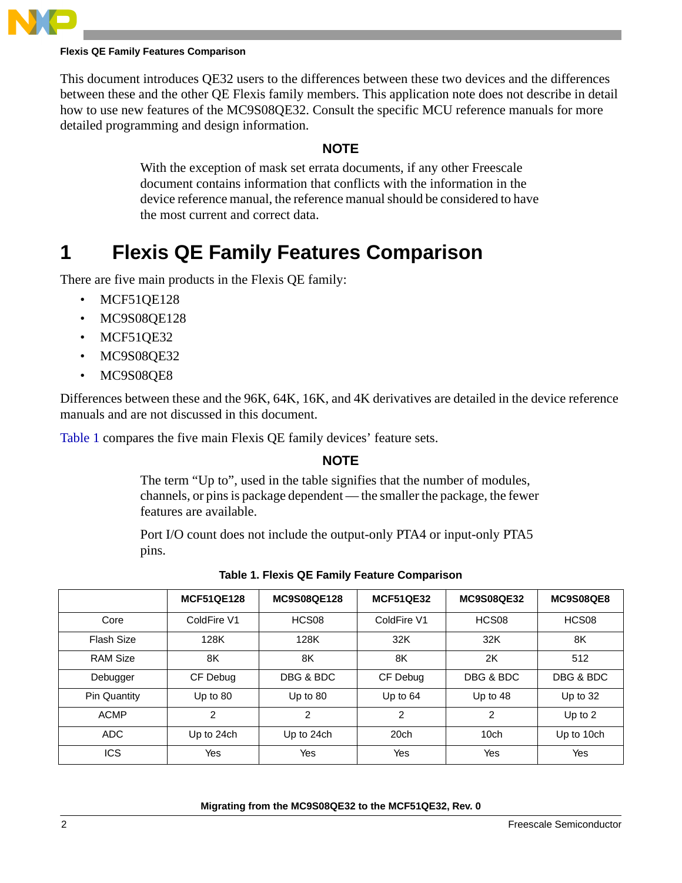This document introduces QE32 users to the differences between these two devices and the differences between these and the other QE Flexis family members. This application note does not describe in detail how to use new features of the MC9S08QE32. Consult the specific MCU reference manuals for more detailed programming and design information.

**NOTE**

With the exception of mask set errata documents, if any other Freescale document contains information that conflicts with the information in the device reference manual, the reference manual should be considered to have the most current and correct data.

# 1 Flexis QE Family Features Comparison

There are five main products in the Flexis QE family:

- MCF51QE128
- MC9S08QE128
- MCF51QE32
- MC9S08QE32
- MC9S08QE8

Differences between these and the 96K, 64K, 16K, and 4K derivatives are detailed in the device reference manuals and are not discussed in this document.

Table 1 compares the five main Flexis QE family devices' feature sets.

**NOTE**

The term "Up to", used in the table signifies that the number of modules, channels, or pins is package dependent — the smaller the package, the fewer features are available.

Port I/O count does not include the output-only PTA4 or input-only PTA5 pins.

**Table 1. Flexis QE Family Feature Comparison**

| | MCF51QE128 | MC9S08QE128 | MCF51QE32 | MC9S08QE32 | MC9S08QE8 |
|---|---|---|---|---|---|
| Core | ColdFire V1 | HCS08 | ColdFire V1 | HCS08 | HCS08 |
| Flash Size | 128K | 128K | 32K | 32K | 8K |
| RAM Size | 8K | 8K | 8K | 2K | 512 |
| Debugger | CF Debug | DBG & BDC | CF Debug | DBG & BDC | DBG & BDC |
| Pin Quantity | Up to 80 | Up to 80 | Up to 64 | Up to 48 | Up to 32 |
| ACMP | 2 | 2 | 2 | 2 | Up to 2 |
| ADC | Up to 24ch | Up to 24ch | 20ch | 10ch | Up to 10ch |
| ICS | Yes | Yes | Yes | Yes | Yes |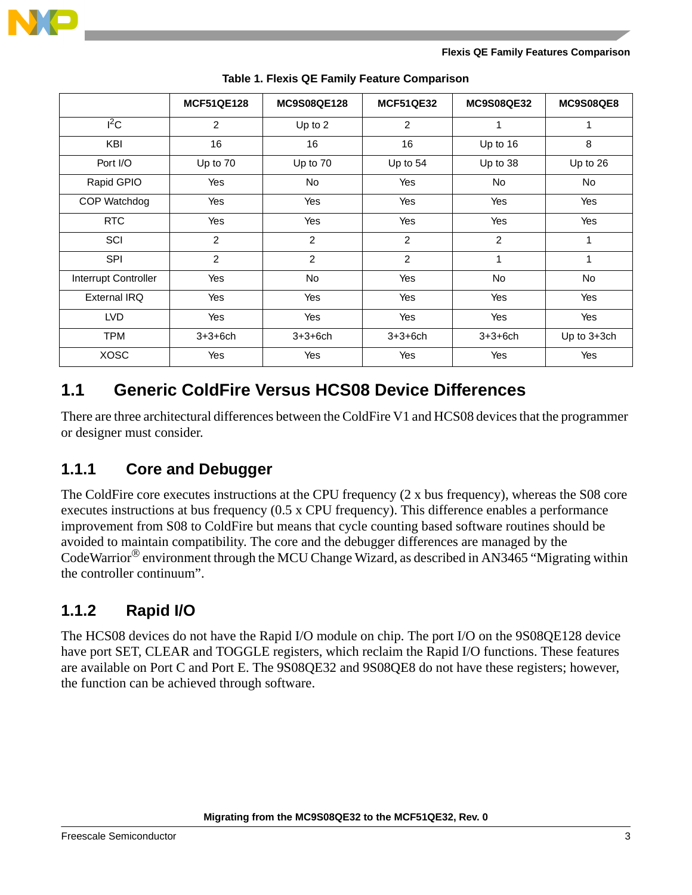Table 1. Flexis QE Family Feature Comparison

| | MCF51QE128 | MC9S08QE128 | MCF51QE32 | MC9S08QE32 | MC9S08QE8 |
|---|---|---|---|---|---|
| $I^2C$ | 2 | Up to 2 | 2 | 1 | 1 |
| KBI | 16 | 16 | 16 | Up to 16 | 8 |
| Port I/O | Up to 70 | Up to 70 | Up to 54 | Up to 38 | Up to 26 |
| Rapid GPIO | Yes | No | Yes | No | No |
| COP Watchdog | Yes | Yes | Yes | Yes | Yes |
| RTC | Yes | Yes | Yes | Yes | Yes |
| SCI | 2 | 2 | 2 | 2 | 1 |
| SPI | 2 | 2 | 2 | 1 | 1 |
| Interrupt Controller | Yes | No | Yes | No | No |
| External IRQ | Yes | Yes | Yes | Yes | Yes |
| LVD | Yes | Yes | Yes | Yes | Yes |
| TPM | 3+3+6ch | 3+3+6ch | 3+3+6ch | 3+3+6ch | Up to 3+3ch |
| XOSC | Yes | Yes | Yes | Yes | Yes |

## 1.1 Generic ColdFire Versus HCS08 Device Differences

There are three architectural differences between the ColdFire V1 and HCS08 devices that the programmer or designer must consider.

### 1.1.1 Core and Debugger

The ColdFire core executes instructions at the CPU frequency (2 x bus frequency), whereas the S08 core executes instructions at bus frequency (0.5 x CPU frequency). This difference enables a performance improvement from S08 to ColdFire but means that cycle counting based software routines should be avoided to maintain compatibility. The core and the debugger differences are managed by the CodeWarrior® environment through the MCU Change Wizard, as described in AN3465 “Migrating within the controller continuum”.

### 1.1.2 Rapid I/O

The HCS08 devices do not have the Rapid I/O module on chip. The port I/O on the 9S08QE128 device have port SET, CLEAR and TOGGLE registers, which reclaim the Rapid I/O functions. These features are available on Port C and Port E. The 9S08QE32 and 9S08QE8 do not have these registers; however, the function can be achieved through software.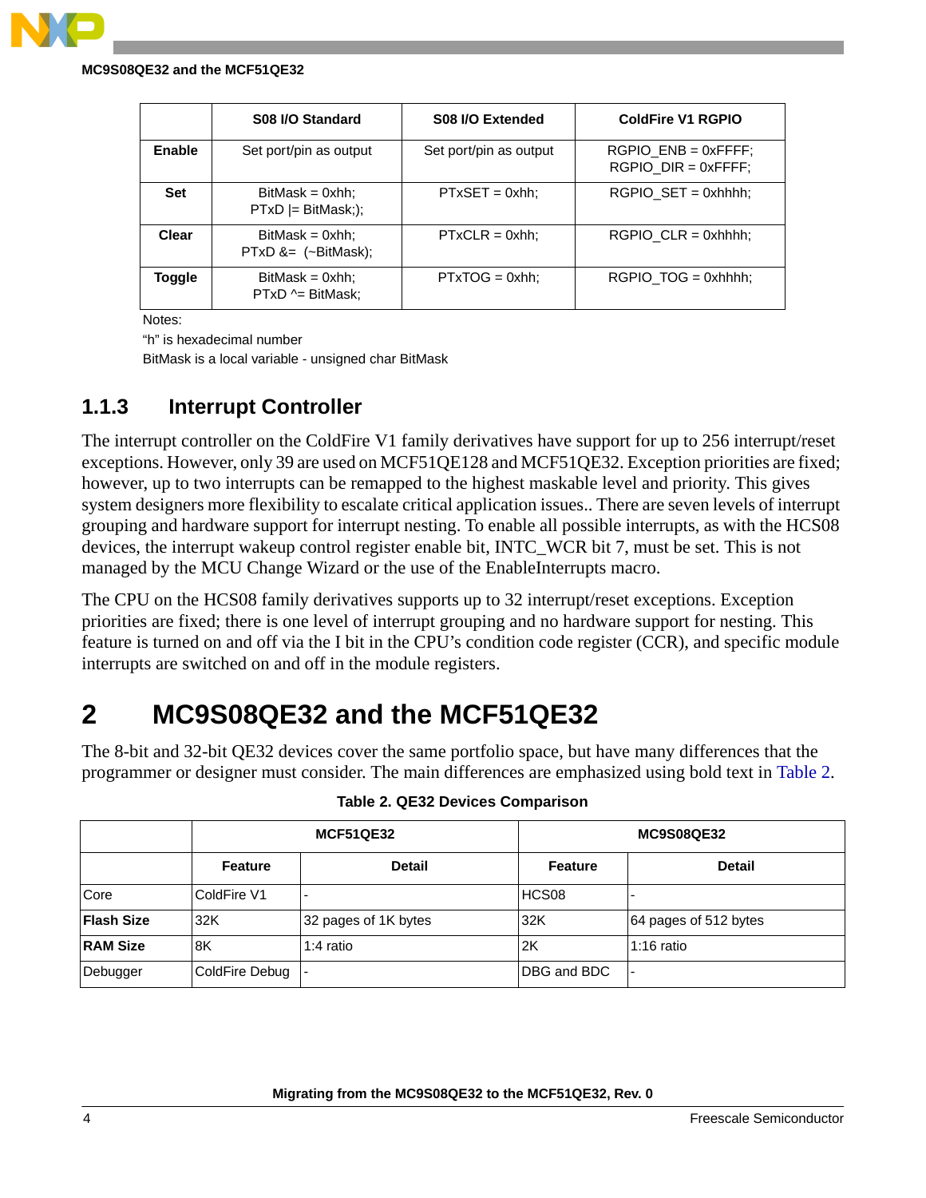| | S08 I/O Standard | S08 I/O Extended | ColdFire V1 RGPIO |
|---|---|---|---|
| **Enable** | Set port/pin as output | Set port/pin as output | RGPIO_ENB = 0xFFFF;<br>RGPIO_DIR = 0xFFFF; |
| **Set** | BitMask = 0xhh;<br>PTxD \|= BitMask;); | PTxSET = 0xhh; | RGPIO_SET = 0xhhhh; |
| **Clear** | BitMask = 0xhh;<br>PTxD &= (~BitMask); | PTxCLR = 0xhh; | RGPIO_CLR = 0xhhhh; |
| **Toggle** | BitMask = 0xhh;<br>PTxD ^= BitMask; | PTxTOG = 0xhh; | RGPIO_TOG = 0xhhhh; |

Notes:
"h" is hexadecimal number
BitMask is a local variable - unsigned char BitMask

### 1.1.3 Interrupt Controller

The interrupt controller on the ColdFire V1 family derivatives have support for up to 256 interrupt/reset exceptions. However, only 39 are used on MCF51QE128 and MCF51QE32. Exception priorities are fixed; however, up to two interrupts can be remapped to the highest maskable level and priority. This gives system designers more flexibility to escalate critical application issues.. There are seven levels of interrupt grouping and hardware support for interrupt nesting. To enable all possible interrupts, as with the HCS08 devices, the interrupt wakeup control register enable bit, INTC_WCR bit 7, must be set. This is not managed by the MCU Change Wizard or the use of the EnableInterrupts macro.

The CPU on the HCS08 family derivatives supports up to 32 interrupt/reset exceptions. Exception priorities are fixed; there is one level of interrupt grouping and no hardware support for nesting. This feature is turned on and off via the I bit in the CPU's condition code register (CCR), and specific module interrupts are switched on and off in the module registers.

# 2 MC9S08QE32 and the MCF51QE32

The 8-bit and 32-bit QE32 devices cover the same portfolio space, but have many differences that the programmer or designer must consider. The main differences are emphasized using bold text in Table 2.

**Table 2. QE32 Devices Comparison**

| | MCF51QE32 | | MC9S08QE32 | |
|---|---|---|---|---|
| | **Feature** | **Detail** | **Feature** | **Detail** |
| Core | ColdFire V1 | - | HCS08 | - |
| **Flash Size** | 32K | 32 pages of 1K bytes | 32K | 64 pages of 512 bytes |
| **RAM Size** | 8K | 1:4 ratio | 2K | 1:16 ratio |
| Debugger | ColdFire Debug | - | DBG and BDC | - |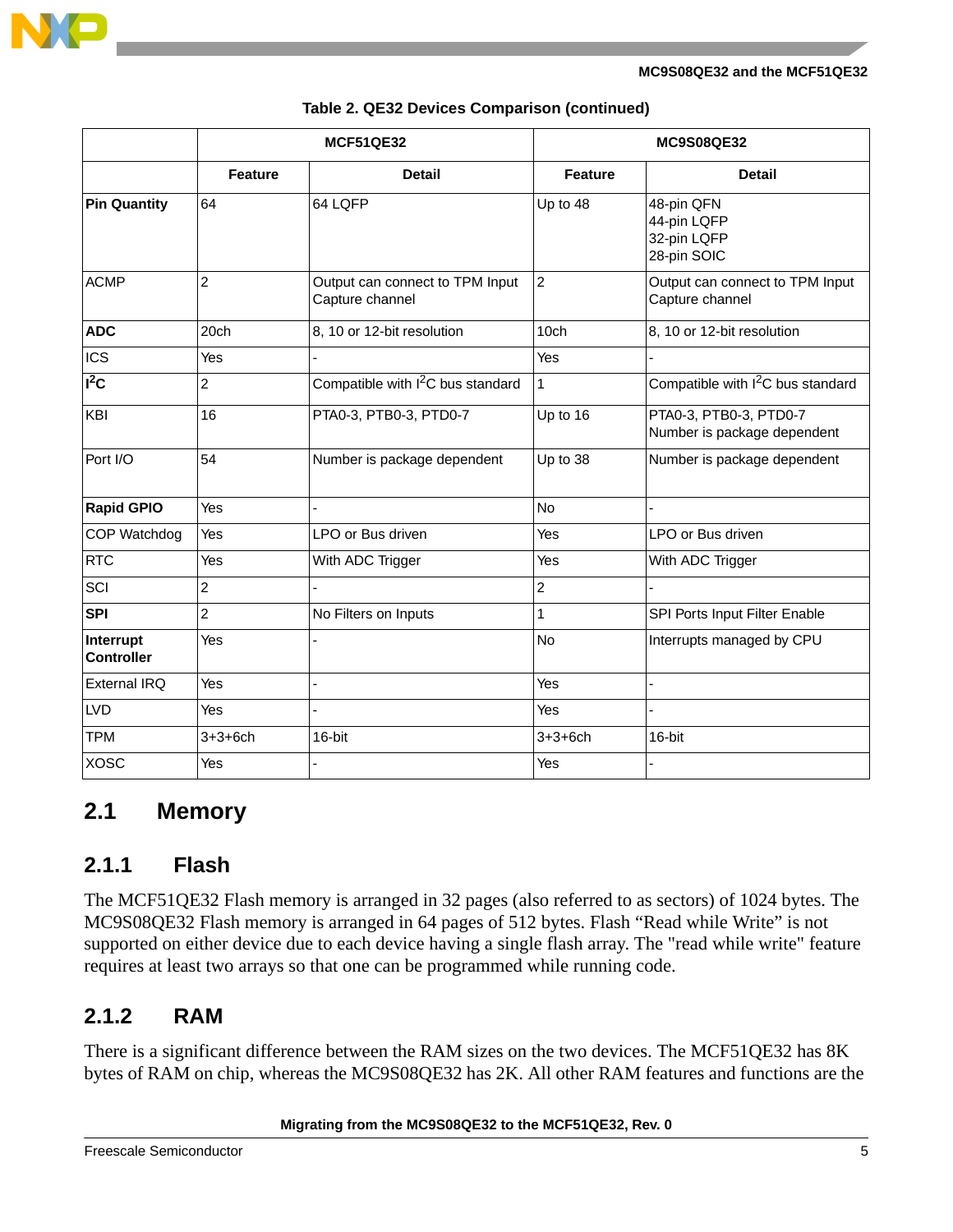**Table 2. QE32 Devices Comparison (continued)**

| | MCF51QE32 | | MC9S08QE32 | |
|---|---|---|---|---|
| | **Feature** | **Detail** | **Feature** | **Detail** |
| **Pin Quantity** | 64 | 64 LQFP | Up to 48 | 48-pin QFN<br>44-pin LQFP<br>32-pin LQFP<br>28-pin SOIC |
| ACMP | 2 | Output can connect to TPM Input Capture channel | 2 | Output can connect to TPM Input Capture channel |
| **ADC** | 20ch | 8, 10 or 12-bit resolution | 10ch | 8, 10 or 12-bit resolution |
| ICS | Yes | - | Yes | - |
| **$I^2C$** | 2 | Compatible with $I^2C$ bus standard | 1 | Compatible with $I^2C$ bus standard |
| KBI | 16 | PTA0-3, PTB0-3, PTD0-7 | Up to 16 | PTA0-3, PTB0-3, PTD0-7<br>Number is package dependent |
| Port I/O | 54 | Number is package dependent | Up to 38 | Number is package dependent |
| **Rapid GPIO** | Yes | - | No | - |
| COP Watchdog | Yes | LPO or Bus driven | Yes | LPO or Bus driven |
| RTC | Yes | With ADC Trigger | Yes | With ADC Trigger |
| SCI | 2 | - | 2 | - |
| **SPI** | 2 | No Filters on Inputs | 1 | SPI Ports Input Filter Enable |
| **Interrupt Controller** | Yes | - | No | Interrupts managed by CPU |
| External IRQ | Yes | - | Yes | - |
| LVD | Yes | - | Yes | - |
| TPM | 3+3+6ch | 16-bit | 3+3+6ch | 16-bit |
| XOSC | Yes | - | Yes | - |

## 2.1 Memory

### 2.1.1 Flash

The MCF51QE32 Flash memory is arranged in 32 pages (also referred to as sectors) of 1024 bytes. The MC9S08QE32 Flash memory is arranged in 64 pages of 512 bytes. Flash "Read while Write" is not supported on either device due to each device having a single flash array. The "read while write" feature requires at least two arrays so that one can be programmed while running code.

### 2.1.2 RAM

There is a significant difference between the RAM sizes on the two devices. The MCF51QE32 has 8K bytes of RAM on chip, whereas the MC9S08QE32 has 2K. All other RAM features and functions are the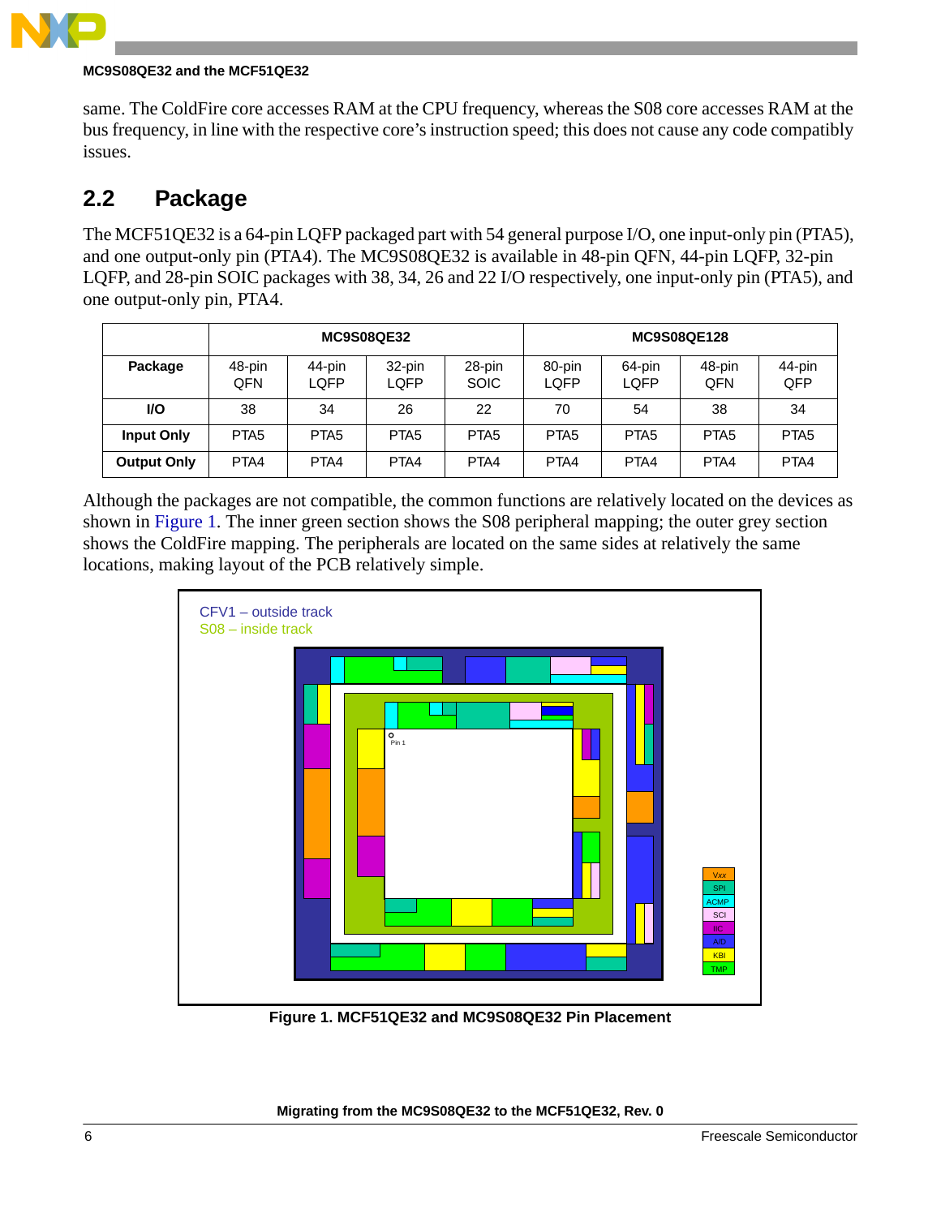same. The ColdFire core accesses RAM at the CPU frequency, whereas the S08 core accesses RAM at the bus frequency, in line with the respective core's instruction speed; this does not cause any code compatibly issues.

## 2.2 Package

The MCF51QE32 is a 64-pin LQFP packaged part with 54 general purpose I/O, one input-only pin (PTA5), and one output-only pin (PTA4). The MC9S08QE32 is available in 48-pin QFN, 44-pin LQFP, 32-pin LQFP, and 28-pin SOIC packages with 38, 34, 26 and 22 I/O respectively, one input-only pin (PTA5), and one output-only pin, PTA4.

| | MC9S08QE32 | | | | MC9S08QE128 | | | |
|---|---|---|---|---|---|---|---|---|
| **Package** | 48-pin QFN | 44-pin LQFP | 32-pin LQFP | 28-pin SOIC | 80-pin LQFP | 64-pin LQFP | 48-pin QFN | 44-pin QFP |
| **I/O** | 38 | 34 | 26 | 22 | 70 | 54 | 38 | 34 |
| **Input Only** | PTA5 | PTA5 | PTA5 | PTA5 | PTA5 | PTA5 | PTA5 | PTA5 |
| **Output Only** | PTA4 | PTA4 | PTA4 | PTA4 | PTA4 | PTA4 | PTA4 | PTA4 |

Although the packages are not compatible, the common functions are relatively located on the devices as shown in Figure 1. The inner green section shows the S08 peripheral mapping; the outer grey section shows the ColdFire mapping. The peripherals are located on the same sides at relatively the same locations, making layout of the PCB relatively simple.

CFV1 – outside track
S08 – inside track

Pin 1

Vxx
SPI
ACMP
SCI
IIC
A/D
KBI
TMP

**Figure 1. MCF51QE32 and MC9S08QE32 Pin Placement**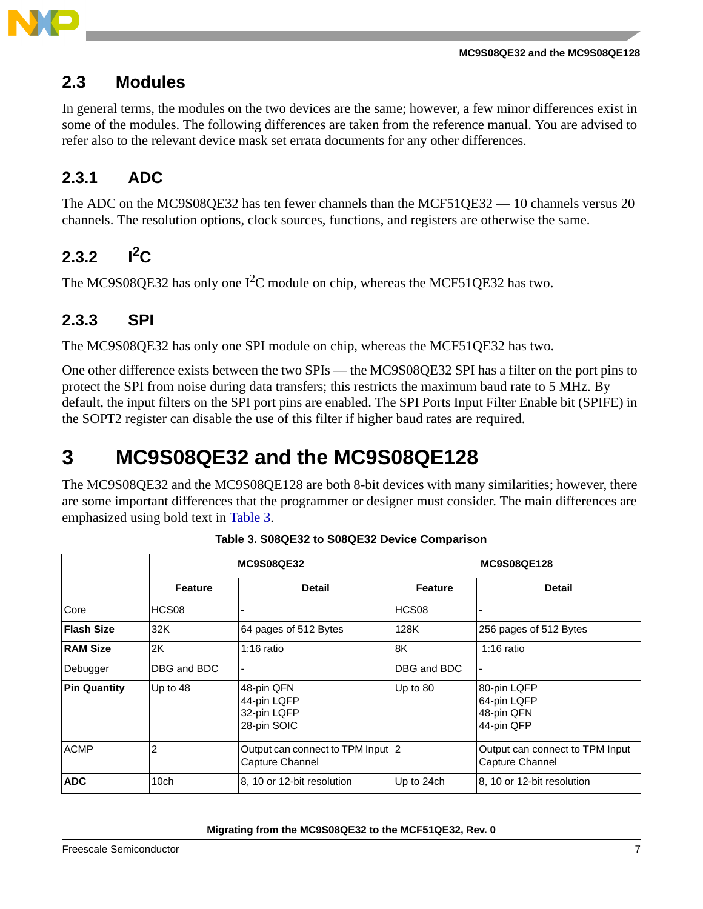## 2.3 Modules

In general terms, the modules on the two devices are the same; however, a few minor differences exist in some of the modules. The following differences are taken from the reference manual. You are advised to refer also to the relevant device mask set errata documents for any other differences.

### 2.3.1 ADC

The ADC on the MC9S08QE32 has ten fewer channels than the MCF51QE32 — 10 channels versus 20 channels. The resolution options, clock sources, functions, and registers are otherwise the same.

### 2.3.2 I²C

The MC9S08QE32 has only one I²C module on chip, whereas the MCF51QE32 has two.

### 2.3.3 SPI

The MC9S08QE32 has only one SPI module on chip, whereas the MCF51QE32 has two.

One other difference exists between the two SPIs — the MC9S08QE32 SPI has a filter on the port pins to protect the SPI from noise during data transfers; this restricts the maximum baud rate to 5 MHz. By default, the input filters on the SPI port pins are enabled. The SPI Ports Input Filter Enable bit (SPIFE) in the SOPT2 register can disable the use of this filter if higher baud rates are required.

# 3 MC9S08QE32 and the MC9S08QE128

The MC9S08QE32 and the MC9S08QE128 are both 8-bit devices with many similarities; however, there are some important differences that the programmer or designer must consider. The main differences are emphasized using bold text in Table 3.

**Table 3. S08QE32 to S08QE32 Device Comparison**

| | MC9S08QE32 | | MC9S08QE128 | |
|---|---|---|---|---|
| | **Feature** | **Detail** | **Feature** | **Detail** |
| Core | HCS08 | - | HCS08 | - |
| **Flash Size** | 32K | 64 pages of 512 Bytes | 128K | 256 pages of 512 Bytes |
| **RAM Size** | 2K | 1:16 ratio | 8K | 1:16 ratio |
| Debugger | DBG and BDC | - | DBG and BDC | - |
| **Pin Quantity** | Up to 48 | 48-pin QFN<br>44-pin LQFP<br>32-pin LQFP<br>28-pin SOIC | Up to 80 | 80-pin LQFP<br>64-pin LQFP<br>48-pin QFN<br>44-pin QFP |
| ACMP | 2 | Output can connect to TPM Input Capture Channel | 2 | Output can connect to TPM Input Capture Channel |
| **ADC** | 10ch | 8, 10 or 12-bit resolution | Up to 24ch | 8, 10 or 12-bit resolution |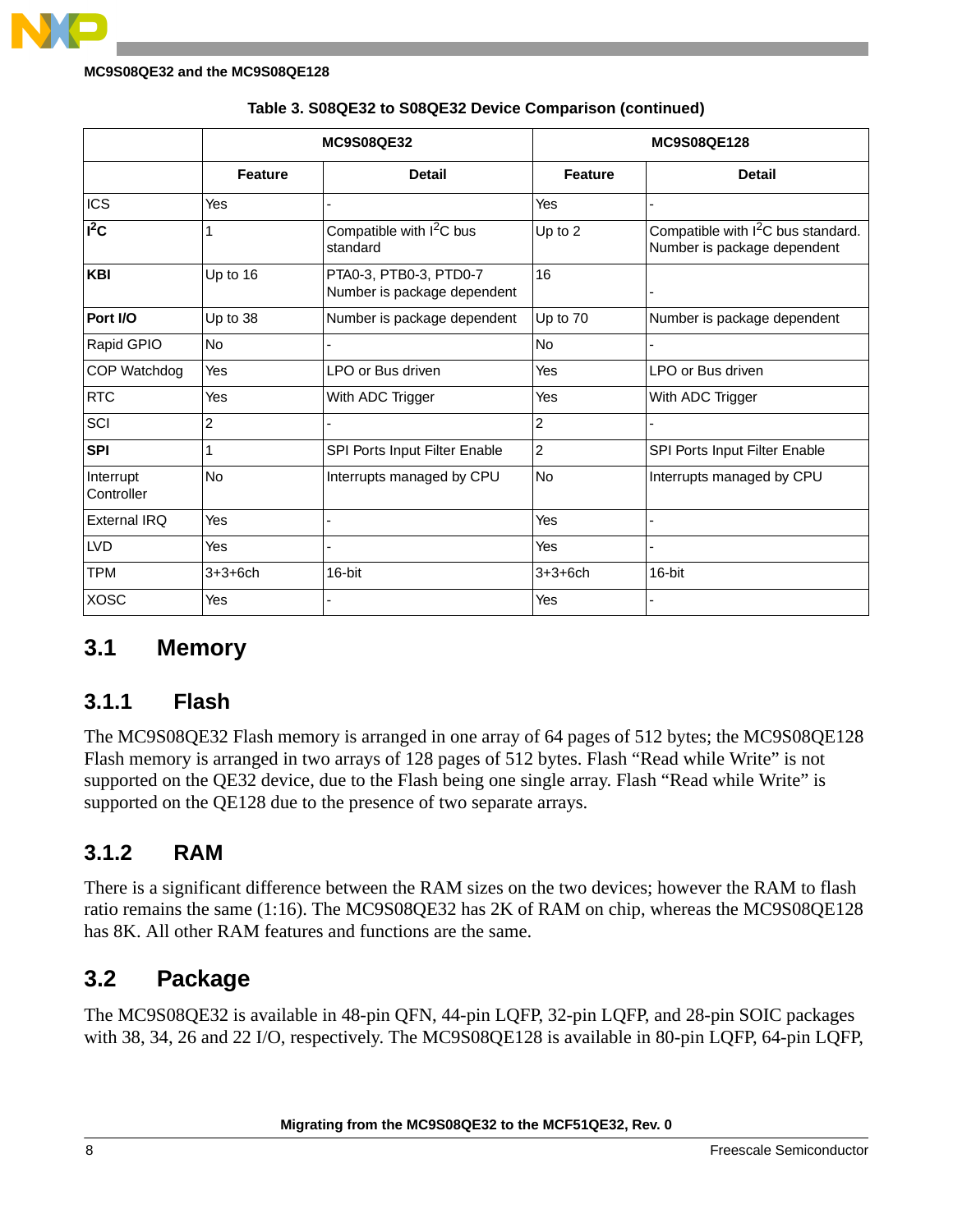Table 3. S08QE32 to S08QE32 Device Comparison (continued)

| | MC9S08QE32 | | MC9S08QE128 | |
|---|---|---|---|---|
| | **Feature** | **Detail** | **Feature** | **Detail** |
| ICS | Yes | - | Yes | - |
| **$I^2C$** | 1 | Compatible with $I^2C$ bus standard | Up to 2 | Compatible with $I^2C$ bus standard. Number is package dependent |
| **KBI** | Up to 16 | PTA0-3, PTB0-3, PTD0-7 Number is package dependent | 16 | - |
| **Port I/O** | Up to 38 | Number is package dependent | Up to 70 | Number is package dependent |
| Rapid GPIO | No | - | No | - |
| COP Watchdog | Yes | LPO or Bus driven | Yes | LPO or Bus driven |
| RTC | Yes | With ADC Trigger | Yes | With ADC Trigger |
| SCI | 2 | - | 2 | - |
| **SPI** | 1 | SPI Ports Input Filter Enable | 2 | SPI Ports Input Filter Enable |
| Interrupt Controller | No | Interrupts managed by CPU | No | Interrupts managed by CPU |
| External IRQ | Yes | - | Yes | - |
| LVD | Yes | - | Yes | - |
| TPM | 3+3+6ch | 16-bit | 3+3+6ch | 16-bit |
| XOSC | Yes | - | Yes | - |

## 3.1 Memory

### 3.1.1 Flash

The MC9S08QE32 Flash memory is arranged in one array of 64 pages of 512 bytes; the MC9S08QE128 Flash memory is arranged in two arrays of 128 pages of 512 bytes. Flash “Read while Write” is not supported on the QE32 device, due to the Flash being one single array. Flash “Read while Write” is supported on the QE128 due to the presence of two separate arrays.

### 3.1.2 RAM

There is a significant difference between the RAM sizes on the two devices; however the RAM to flash ratio remains the same (1:16). The MC9S08QE32 has 2K of RAM on chip, whereas the MC9S08QE128 has 8K. All other RAM features and functions are the same.

## 3.2 Package

The MC9S08QE32 is available in 48-pin QFN, 44-pin LQFP, 32-pin LQFP, and 28-pin SOIC packages with 38, 34, 26 and 22 I/O, respectively. The MC9S08QE128 is available in 80-pin LQFP, 64-pin LQFP,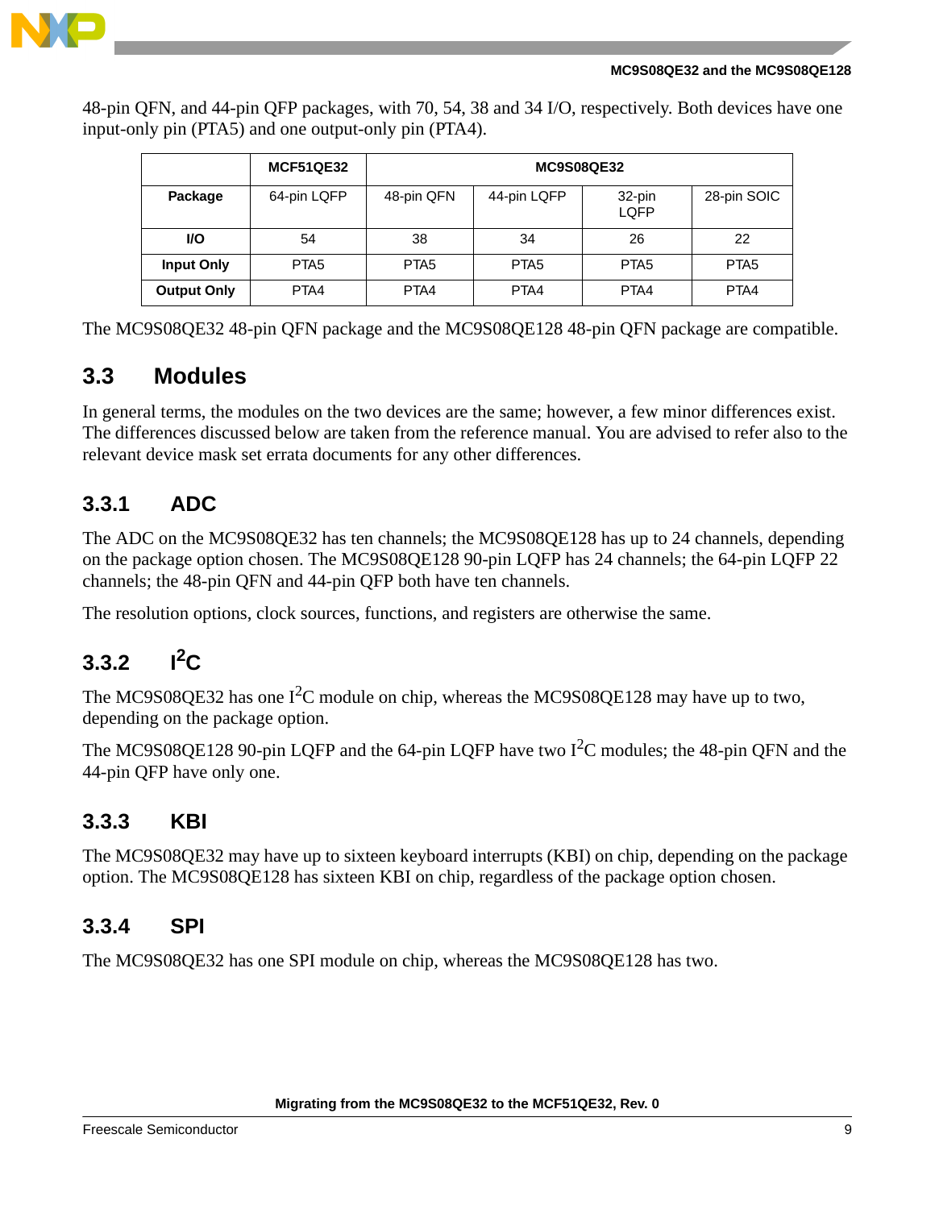48-pin QFN, and 44-pin QFP packages, with 70, 54, 38 and 34 I/O, respectively. Both devices have one input-only pin (PTA5) and one output-only pin (PTA4).

| | MCF51QE32 | MC9S08QE32 | | | |
|---|---|---|---|---|---|
| **Package** | 64-pin LQFP | 48-pin QFN | 44-pin LQFP | 32-pin LQFP | 28-pin SOIC |
| **I/O** | 54 | 38 | 34 | 26 | 22 |
| **Input Only** | PTA5 | PTA5 | PTA5 | PTA5 | PTA5 |
| **Output Only** | PTA4 | PTA4 | PTA4 | PTA4 | PTA4 |

The MC9S08QE32 48-pin QFN package and the MC9S08QE128 48-pin QFN package are compatible.

## 3.3 Modules

In general terms, the modules on the two devices are the same; however, a few minor differences exist. The differences discussed below are taken from the reference manual. You are advised to refer also to the relevant device mask set errata documents for any other differences.

### 3.3.1 ADC

The ADC on the MC9S08QE32 has ten channels; the MC9S08QE128 has up to 24 channels, depending on the package option chosen. The MC9S08QE128 90-pin LQFP has 24 channels; the 64-pin LQFP 22 channels; the 48-pin QFN and 44-pin QFP both have ten channels.

The resolution options, clock sources, functions, and registers are otherwise the same.

### 3.3.2 I²C

The MC9S08QE32 has one I²C module on chip, whereas the MC9S08QE128 may have up to two, depending on the package option.

The MC9S08QE128 90-pin LQFP and the 64-pin LQFP have two I²C modules; the 48-pin QFN and the 44-pin QFP have only one.

### 3.3.3 KBI

The MC9S08QE32 may have up to sixteen keyboard interrupts (KBI) on chip, depending on the package option. The MC9S08QE128 has sixteen KBI on chip, regardless of the package option chosen.

### 3.3.4 SPI

The MC9S08QE32 has one SPI module on chip, whereas the MC9S08QE128 has two.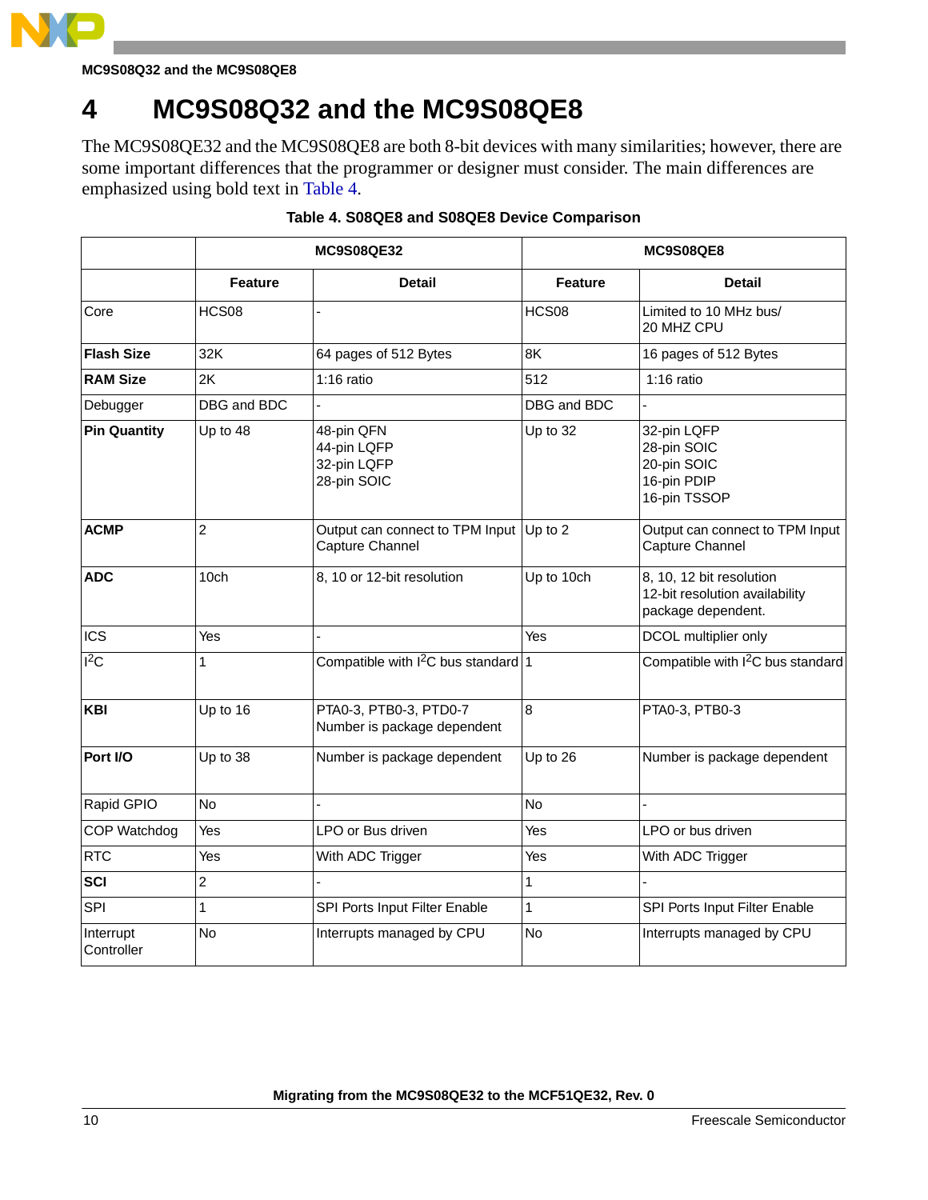# 4 MC9S08Q32 and the MC9S08QE8

The MC9S08QE32 and the MC9S08QE8 are both 8-bit devices with many similarities; however, there are some important differences that the programmer or designer must consider. The main differences are emphasized using bold text in Table 4.

**Table 4. S08QE8 and S08QE8 Device Comparison**

| | MC9S08QE32 | | MC9S08QE8 | |
|---|---|---|---|---|
| | **Feature** | **Detail** | **Feature** | **Detail** |
| Core | HCS08 | - | HCS08 | Limited to 10 MHz bus/<br>20 MHZ CPU |
| **Flash Size** | 32K | 64 pages of 512 Bytes | 8K | 16 pages of 512 Bytes |
| **RAM Size** | 2K | 1:16 ratio | 512 | 1:16 ratio |
| Debugger | DBG and BDC | - | DBG and BDC | - |
| **Pin Quantity** | Up to 48 | 48-pin QFN<br>44-pin LQFP<br>32-pin LQFP<br>28-pin SOIC | Up to 32 | 32-pin LQFP<br>28-pin SOIC<br>20-pin SOIC<br>16-pin PDIP<br>16-pin TSSOP |
| **ACMP** | 2 | Output can connect to TPM Input Capture Channel | Up to 2 | Output can connect to TPM Input Capture Channel |
| **ADC** | 10ch | 8, 10 or 12-bit resolution | Up to 10ch | 8, 10, 12 bit resolution<br>12-bit resolution availability package dependent. |
| ICS | Yes | - | Yes | DCOL multiplier only |
| $I^2C$ | 1 | Compatible with $I^2C$ bus standard | 1 | Compatible with $I^2C$ bus standard |
| **KBI** | Up to 16 | PTA0-3, PTB0-3, PTD0-7<br>Number is package dependent | 8 | PTA0-3, PTB0-3 |
| **Port I/O** | Up to 38 | Number is package dependent | Up to 26 | Number is package dependent |
| Rapid GPIO | No | - | No | - |
| COP Watchdog | Yes | LPO or Bus driven | Yes | LPO or bus driven |
| RTC | Yes | With ADC Trigger | Yes | With ADC Trigger |
| **SCI** | 2 | - | 1 | - |
| SPI | 1 | SPI Ports Input Filter Enable | 1 | SPI Ports Input Filter Enable |
| Interrupt Controller | No | Interrupts managed by CPU | No | Interrupts managed by CPU |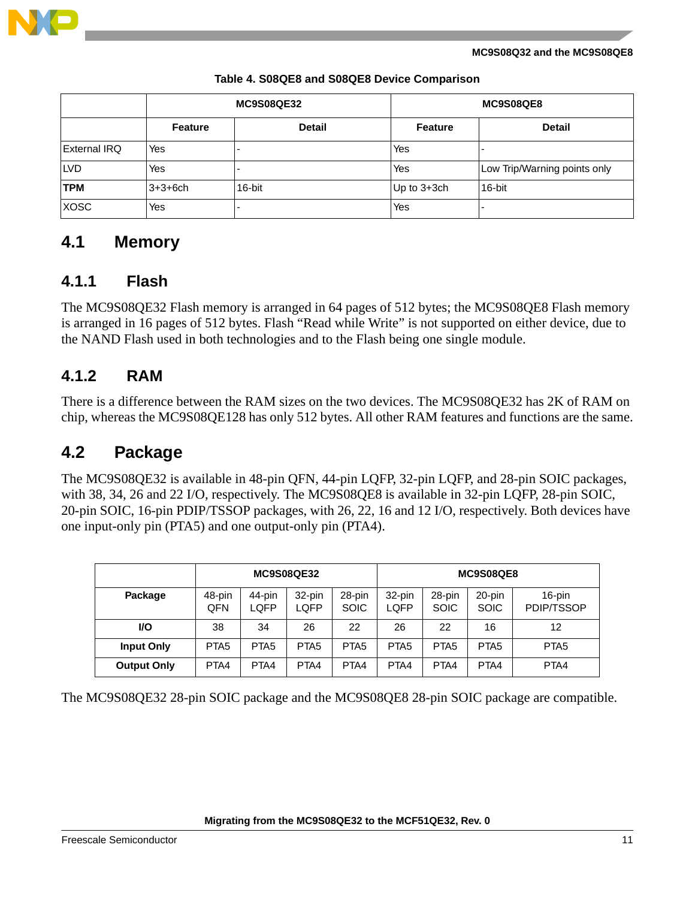Table 4. S08QE8 and S08QE8 Device Comparison

| | MC9S08QE32 | | MC9S08QE8 | |
|---|---|---|---|---|
| | **Feature** | **Detail** | **Feature** | **Detail** |
| External IRQ | Yes | - | Yes | - |
| LVD | Yes | - | Yes | Low Trip/Warning points only |
| **TPM** | 3+3+6ch | 16-bit | Up to 3+3ch | 16-bit |
| XOSC | Yes | - | Yes | - |

## 4.1 Memory

### 4.1.1 Flash

The MC9S08QE32 Flash memory is arranged in 64 pages of 512 bytes; the MC9S08QE8 Flash memory is arranged in 16 pages of 512 bytes. Flash “Read while Write” is not supported on either device, due to the NAND Flash used in both technologies and to the Flash being one single module.

### 4.1.2 RAM

There is a difference between the RAM sizes on the two devices. The MC9S08QE32 has 2K of RAM on chip, whereas the MC9S08QE128 has only 512 bytes. All other RAM features and functions are the same.

## 4.2 Package

The MC9S08QE32 is available in 48-pin QFN, 44-pin LQFP, 32-pin LQFP, and 28-pin SOIC packages, with 38, 34, 26 and 22 I/O, respectively. The MC9S08QE8 is available in 32-pin LQFP, 28-pin SOIC, 20-pin SOIC, 16-pin PDIP/TSSOP packages, with 26, 22, 16 and 12 I/O, respectively. Both devices have one input-only pin (PTA5) and one output-only pin (PTA4).

| | MC9S08QE32 | | | | MC9S08QE8 | | | |
|---|---|---|---|---|---|---|---|---|
| **Package** | 48-pin QFN | 44-pin LQFP | 32-pin LQFP | 28-pin SOIC | 32-pin LQFP | 28-pin SOIC | 20-pin SOIC | 16-pin PDIP/TSSOP |
| **I/O** | 38 | 34 | 26 | 22 | 26 | 22 | 16 | 12 |
| **Input Only** | PTA5 | PTA5 | PTA5 | PTA5 | PTA5 | PTA5 | PTA5 | PTA5 |
| **Output Only** | PTA4 | PTA4 | PTA4 | PTA4 | PTA4 | PTA4 | PTA4 | PTA4 |

The MC9S08QE32 28-pin SOIC package and the MC9S08QE8 28-pin SOIC package are compatible.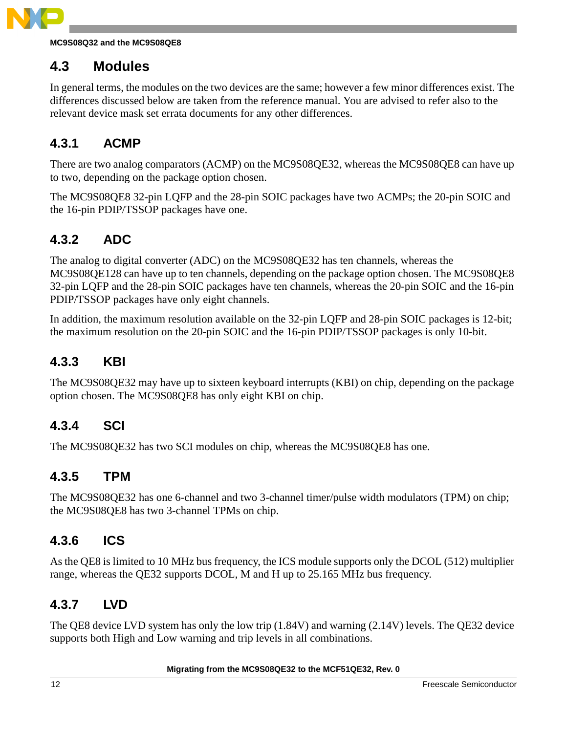## 4.3 Modules

In general terms, the modules on the two devices are the same; however a few minor differences exist. The differences discussed below are taken from the reference manual. You are advised to refer also to the relevant device mask set errata documents for any other differences.

### 4.3.1 ACMP

There are two analog comparators (ACMP) on the MC9S08QE32, whereas the MC9S08QE8 can have up to two, depending on the package option chosen.

The MC9S08QE8 32-pin LQFP and the 28-pin SOIC packages have two ACMPs; the 20-pin SOIC and the 16-pin PDIP/TSSOP packages have one.

### 4.3.2 ADC

The analog to digital converter (ADC) on the MC9S08QE32 has ten channels, whereas the MC9S08QE128 can have up to ten channels, depending on the package option chosen. The MC9S08QE8 32-pin LQFP and the 28-pin SOIC packages have ten channels, whereas the 20-pin SOIC and the 16-pin PDIP/TSSOP packages have only eight channels.

In addition, the maximum resolution available on the 32-pin LQFP and 28-pin SOIC packages is 12-bit; the maximum resolution on the 20-pin SOIC and the 16-pin PDIP/TSSOP packages is only 10-bit.

### 4.3.3 KBI

The MC9S08QE32 may have up to sixteen keyboard interrupts (KBI) on chip, depending on the package option chosen. The MC9S08QE8 has only eight KBI on chip.

### 4.3.4 SCI

The MC9S08QE32 has two SCI modules on chip, whereas the MC9S08QE8 has one.

### 4.3.5 TPM

The MC9S08QE32 has one 6-channel and two 3-channel timer/pulse width modulators (TPM) on chip; the MC9S08QE8 has two 3-channel TPMs on chip.

### 4.3.6 ICS

As the QE8 is limited to 10 MHz bus frequency, the ICS module supports only the DCOL (512) multiplier range, whereas the QE32 supports DCOL, M and H up to 25.165 MHz bus frequency.

### 4.3.7 LVD

The QE8 device LVD system has only the low trip (1.84V) and warning (2.14V) levels. The QE32 device supports both High and Low warning and trip levels in all combinations.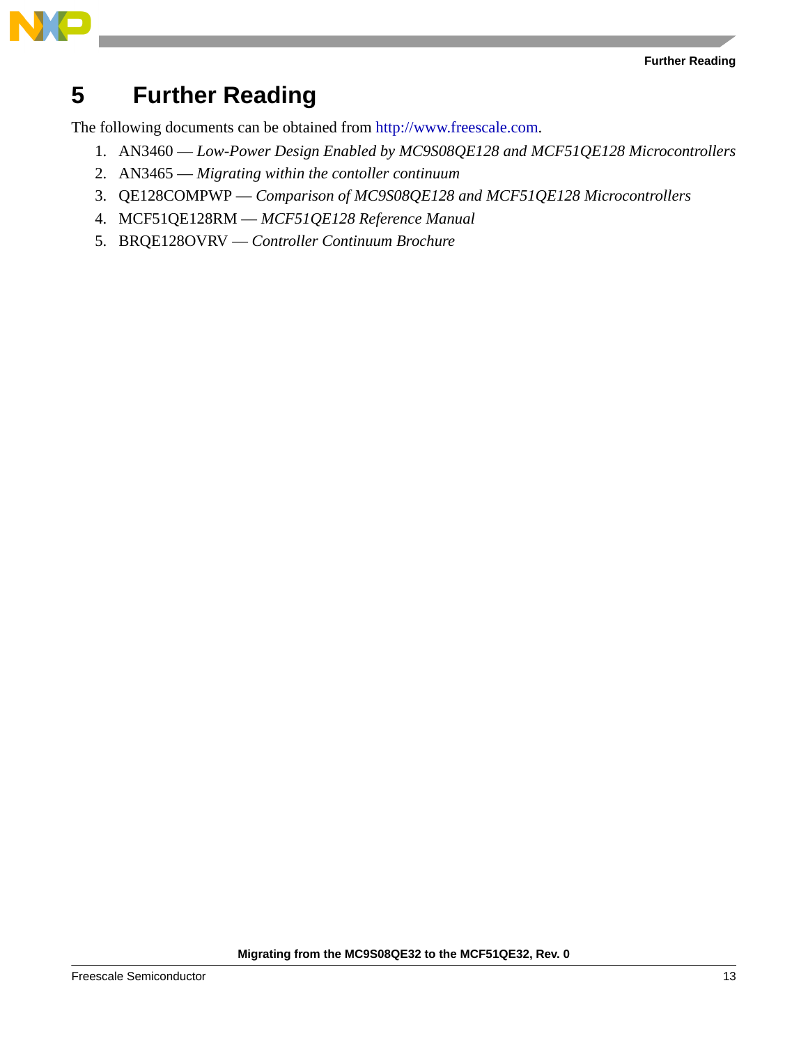# 5 Further Reading

The following documents can be obtained from http://www.freescale.com.

1. AN3460 — *Low-Power Design Enabled by MC9S08QE128 and MCF51QE128 Microcontrollers*
2. AN3465 — *Migrating within the contoller continuum*
3. QE128COMPWP — *Comparison of MC9S08QE128 and MCF51QE128 Microcontrollers*
4. MCF51QE128RM — *MCF51QE128 Reference Manual*
5. BRQE128OVRV — *Controller Continuum Brochure*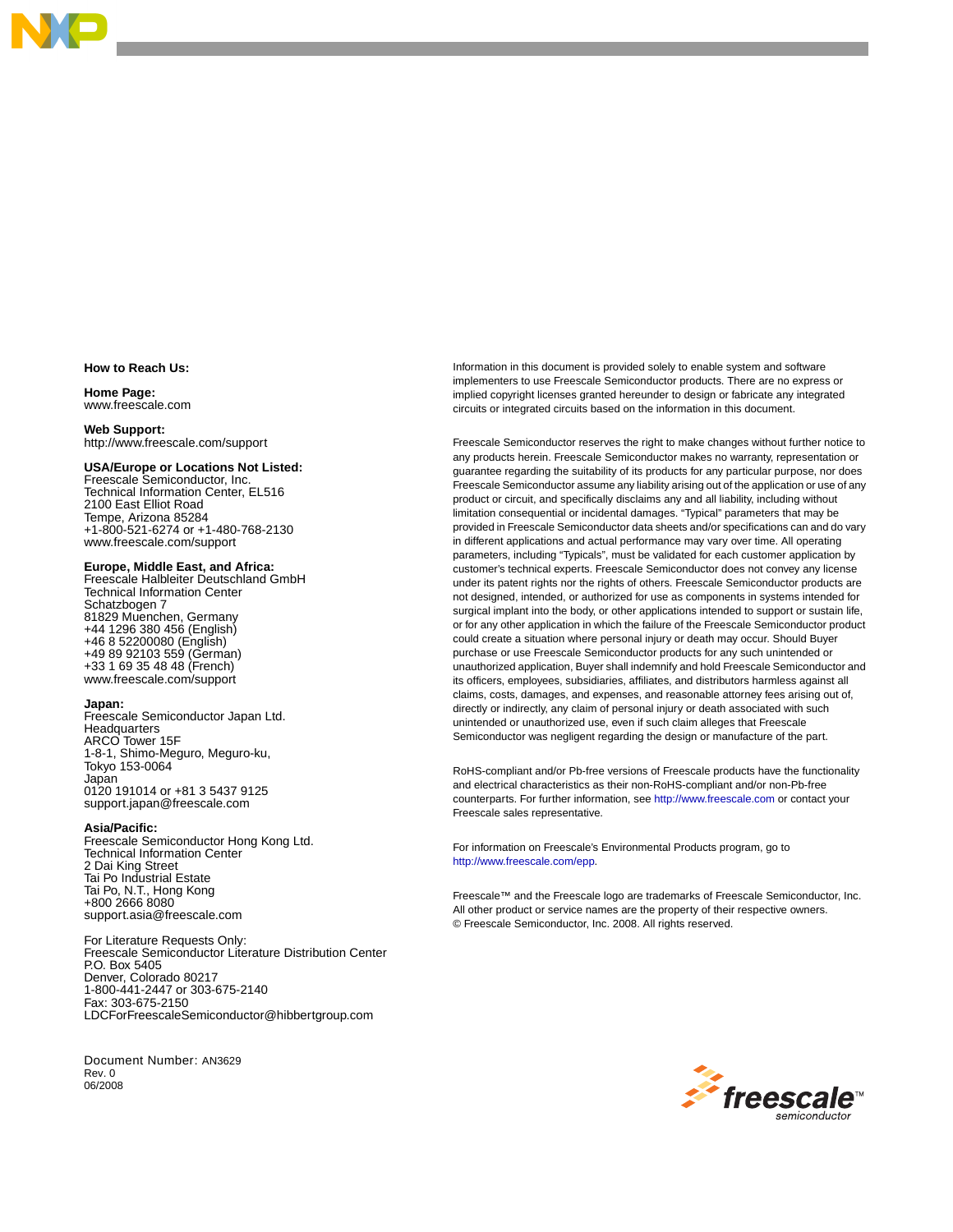**How to Reach Us:**

**Home Page:**
www.freescale.com

**Web Support:**
http://www.freescale.com/support

**USA/Europe or Locations Not Listed:**
Freescale Semiconductor, Inc.
Technical Information Center, EL516
2100 East Elliot Road
Tempe, Arizona 85284
+1-800-521-6274 or +1-480-768-2130
www.freescale.com/support

**Europe, Middle East, and Africa:**
Freescale Halbleiter Deutschland GmbH
Technical Information Center
Schatzbogen 7
81829 Muenchen, Germany
+44 1296 380 456 (English)
+46 8 52200080 (English)
+49 89 92103 559 (German)
+33 1 69 35 48 48 (French)
www.freescale.com/support

**Japan:**
Freescale Semiconductor Japan Ltd.
Headquarters
ARCO Tower 15F
1-8-1, Shimo-Meguro, Meguro-ku,
Tokyo 153-0064
Japan
0120 191014 or +81 3 5437 9125
support.japan@freescale.com

**Asia/Pacific:**
Freescale Semiconductor Hong Kong Ltd.
Technical Information Center
2 Dai King Street
Tai Po Industrial Estate
Tai Po, N.T., Hong Kong
+800 2666 8080
support.asia@freescale.com

For Literature Requests Only:
Freescale Semiconductor Literature Distribution Center
P.O. Box 5405
Denver, Colorado 80217
1-800-441-2447 or 303-675-2140
Fax: 303-675-2150
LDCForFreescaleSemiconductor@hibbertgroup.com

Information in this document is provided solely to enable system and software implementers to use Freescale Semiconductor products. There are no express or implied copyright licenses granted hereunder to design or fabricate any integrated circuits or integrated circuits based on the information in this document.

Freescale Semiconductor reserves the right to make changes without further notice to any products herein. Freescale Semiconductor makes no warranty, representation or guarantee regarding the suitability of its products for any particular purpose, nor does Freescale Semiconductor assume any liability arising out of the application or use of any product or circuit, and specifically disclaims any and all liability, including without limitation consequential or incidental damages. "Typical" parameters that may be provided in Freescale Semiconductor data sheets and/or specifications can and do vary in different applications and actual performance may vary over time. All operating parameters, including "Typicals", must be validated for each customer application by customer's technical experts. Freescale Semiconductor does not convey any license under its patent rights nor the rights of others. Freescale Semiconductor products are not designed, intended, or authorized for use as components in systems intended for surgical implant into the body, or other applications intended to support or sustain life, or for any other application in which the failure of the Freescale Semiconductor product could create a situation where personal injury or death may occur. Should Buyer purchase or use Freescale Semiconductor products for any such unintended or unauthorized application, Buyer shall indemnify and hold Freescale Semiconductor and its officers, employees, subsidiaries, affiliates, and distributors harmless against all claims, costs, damages, and expenses, and reasonable attorney fees arising out of, directly or indirectly, any claim of personal injury or death associated with such unintended or unauthorized use, even if such claim alleges that Freescale Semiconductor was negligent regarding the design or manufacture of the part.

RoHS-compliant and/or Pb-free versions of Freescale products have the functionality and electrical characteristics as their non-RoHS-compliant and/or non-Pb-free counterparts. For further information, see http://www.freescale.com or contact your Freescale sales representative.

For information on Freescale's Environmental Products program, go to http://www.freescale.com/epp.

Freescale™ and the Freescale logo are trademarks of Freescale Semiconductor, Inc. All other product or service names are the property of their respective owners.
© Freescale Semiconductor, Inc. 2008. All rights reserved.

Document Number: AN3629
Rev. 0
06/2008